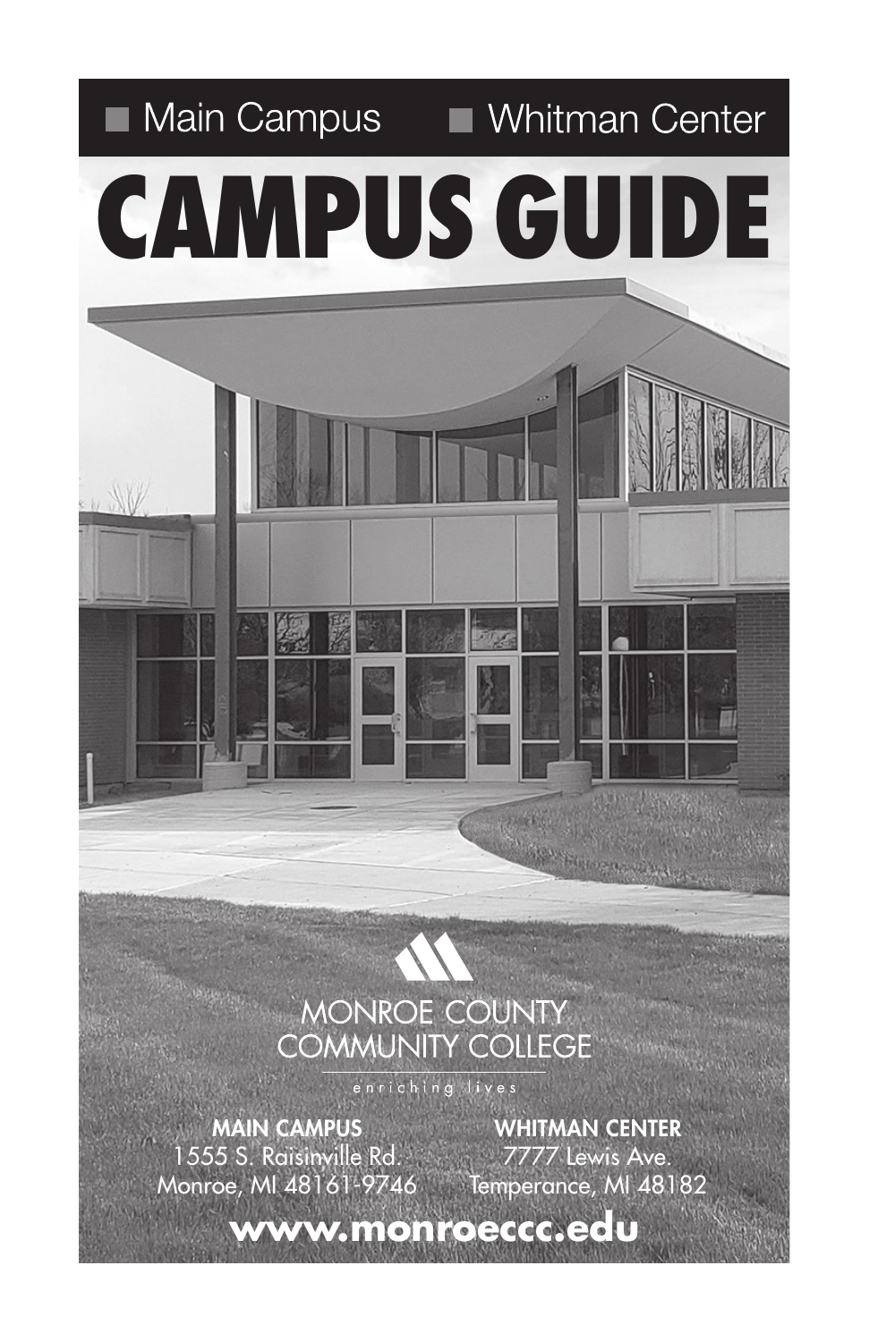■ Main Campus ■ Whitman Center

# CAMPUS GUIDE

MONROE COUNTY COMMUNITY COLLEGE

enriching lives

**MAIN CAMPUS**
1555 S. Raisinville Rd.
Monroe, MI 48161-9746

**WHITMAN CENTER**
7777 Lewis Ave.
Temperance, MI 48182

**www.monroeccc.edu**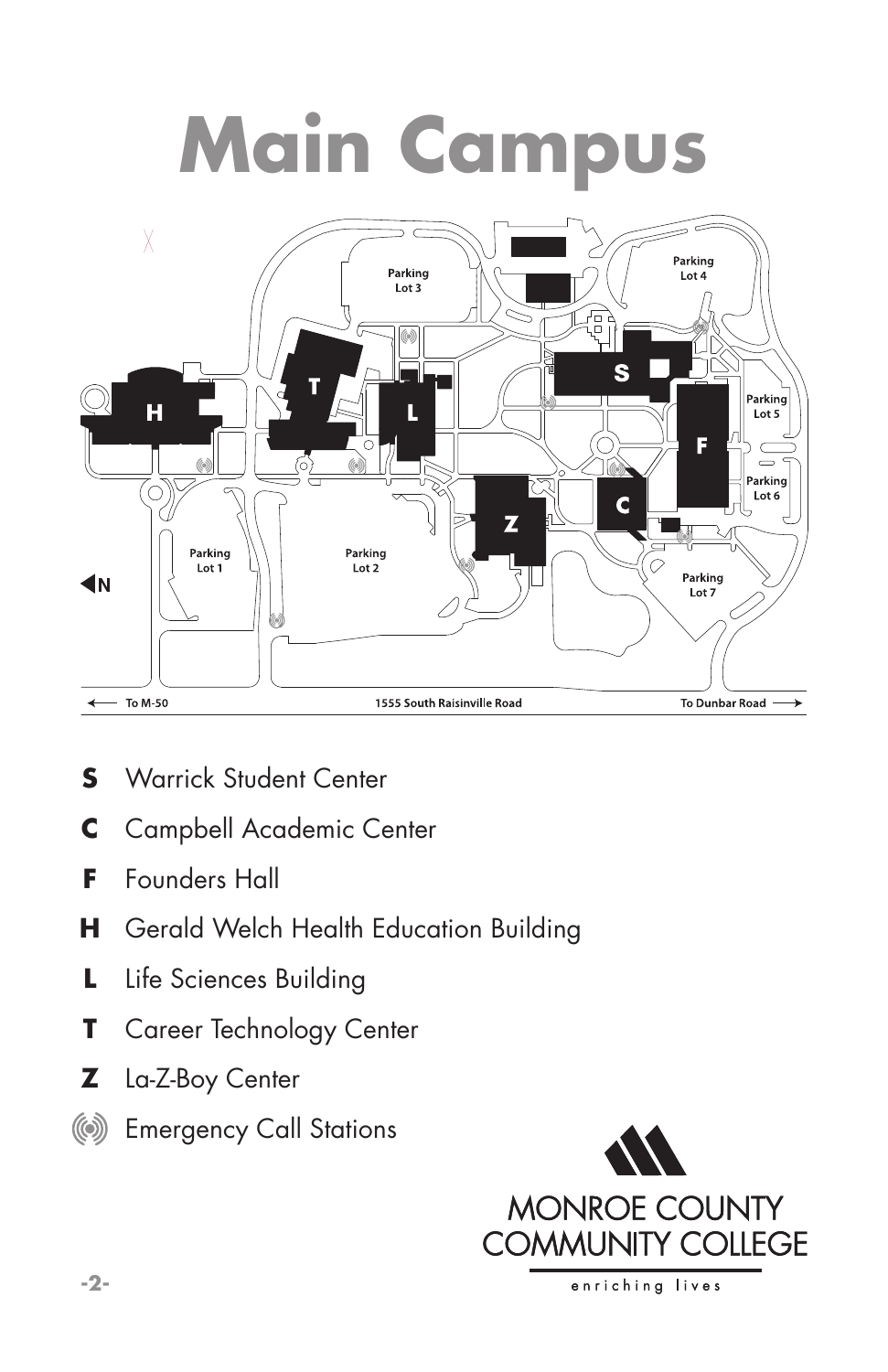# Main Campus

Parking Lot 3

Parking Lot 4

Parking Lot 5

Parking Lot 6

Parking Lot 1

Parking Lot 2

Parking Lot 7

N

← To M-50

1555 South Raisinville Road

To Dunbar Road →

- **S** Warrick Student Center
- **C** Campbell Academic Center
- **F** Founders Hall
- **H** Gerald Welch Health Education Building
- **L** Life Sciences Building
- **T** Career Technology Center
- **Z** La-Z-Boy Center
- Emergency Call Stations

MONROE COUNTY COMMUNITY COLLEGE

enriching lives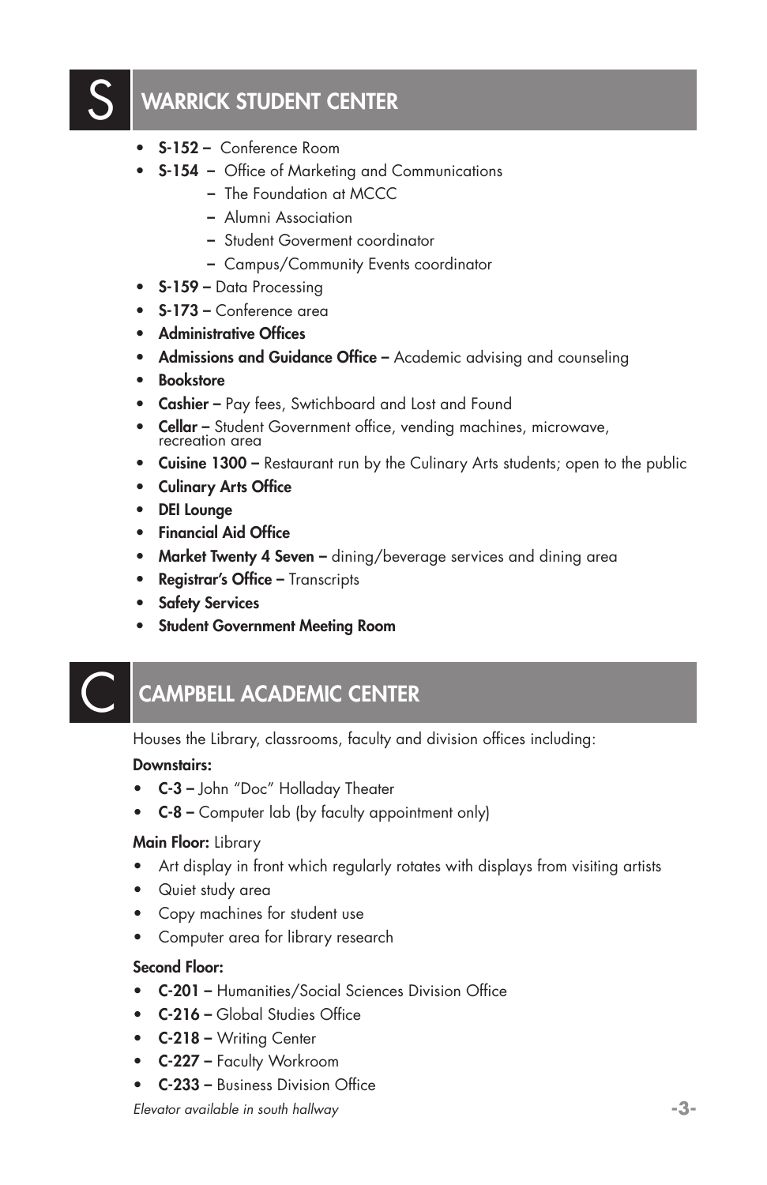## S WARRICK STUDENT CENTER

- **S-152 –** Conference Room
- **S-154 –** Office of Marketing and Communications
  - – The Foundation at MCCC
  - – Alumni Association
  - – Student Goverment coordinator
  - – Campus/Community Events coordinator
- **S-159 –** Data Processing
- **S-173 –** Conference area
- **Administrative Offices**
- **Admissions and Guidance Office –** Academic advising and counseling
- **Bookstore**
- **Cashier –** Pay fees, Swtichboard and Lost and Found
- **Cellar –** Student Government office, vending machines, microwave, recreation area
- **Cuisine 1300 –** Restaurant run by the Culinary Arts students; open to the public
- **Culinary Arts Office**
- **DEI Lounge**
- **Financial Aid Office**
- **Market Twenty 4 Seven –** dining/beverage services and dining area
- **Registrar's Office –** Transcripts
- **Safety Services**
- **Student Government Meeting Room**

## C CAMPBELL ACADEMIC CENTER

Houses the Library, classrooms, faculty and division offices including:

**Downstairs:**

- **C-3 –** John "Doc" Holladay Theater
- **C-8 –** Computer lab (by faculty appointment only)

**Main Floor:** Library

- Art display in front which regularly rotates with displays from visiting artists
- Quiet study area
- Copy machines for student use
- Computer area for library research

**Second Floor:**

- **C-201 –** Humanities/Social Sciences Division Office
- **C-216 –** Global Studies Office
- **C-218 –** Writing Center
- **C-227 –** Faculty Workroom
- **C-233 –** Business Division Office

*Elevator available in south hallway*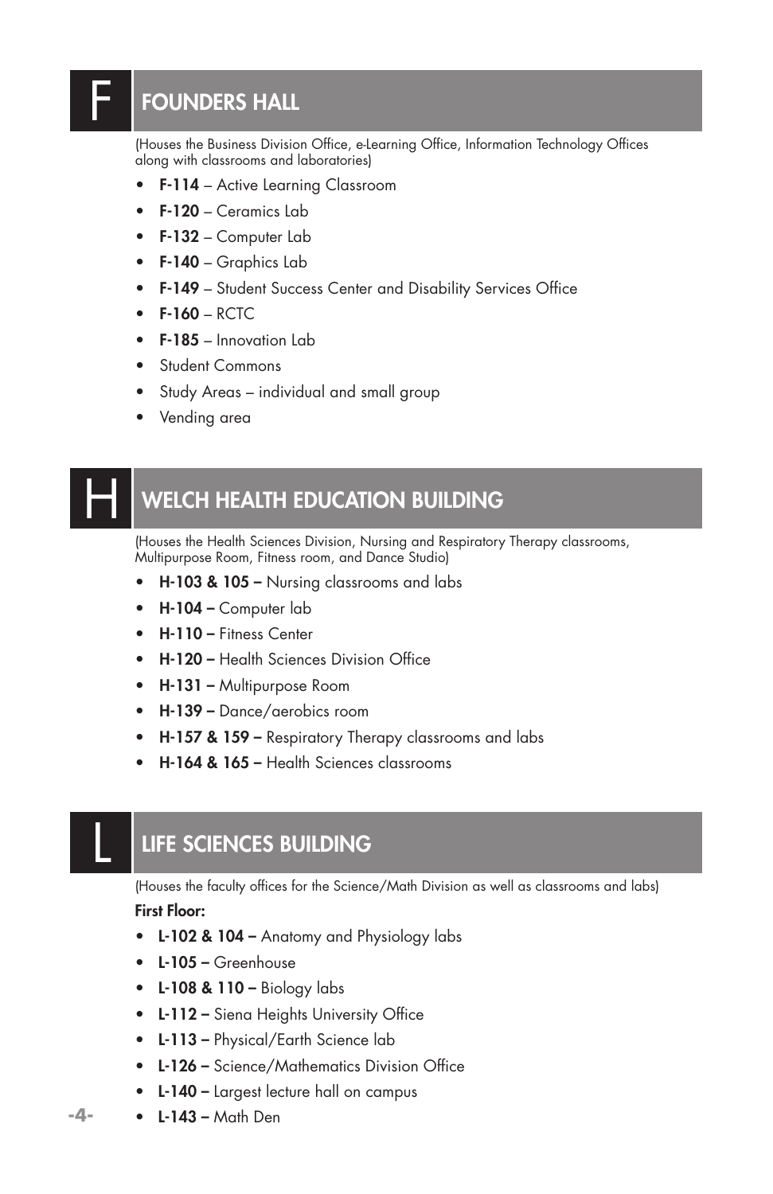## F — FOUNDERS HALL

(Houses the Business Division Office, e-Learning Office, Information Technology Offices along with classrooms and laboratories)

- **F-114** – Active Learning Classroom
- **F-120** – Ceramics Lab
- **F-132** – Computer Lab
- **F-140** – Graphics Lab
- **F-149** – Student Success Center and Disability Services Office
- **F-160** – RCTC
- **F-185** – Innovation Lab
- Student Commons
- Study Areas – individual and small group
- Vending area

## H — WELCH HEALTH EDUCATION BUILDING

(Houses the Health Sciences Division, Nursing and Respiratory Therapy classrooms, Multipurpose Room, Fitness room, and Dance Studio)

- **H-103 & 105 –** Nursing classrooms and labs
- **H-104 –** Computer lab
- **H-110 –** Fitness Center
- **H-120 –** Health Sciences Division Office
- **H-131 –** Multipurpose Room
- **H-139 –** Dance/aerobics room
- **H-157 & 159 –** Respiratory Therapy classrooms and labs
- **H-164 & 165 –** Health Sciences classrooms

## L — LIFE SCIENCES BUILDING

(Houses the faculty offices for the Science/Math Division as well as classrooms and labs)

**First Floor:**

- **L-102 & 104 –** Anatomy and Physiology labs
- **L-105 –** Greenhouse
- **L-108 & 110 –** Biology labs
- **L-112 –** Siena Heights University Office
- **L-113 –** Physical/Earth Science lab
- **L-126 –** Science/Mathematics Division Office
- **L-140 –** Largest lecture hall on campus
- **L-143 –** Math Den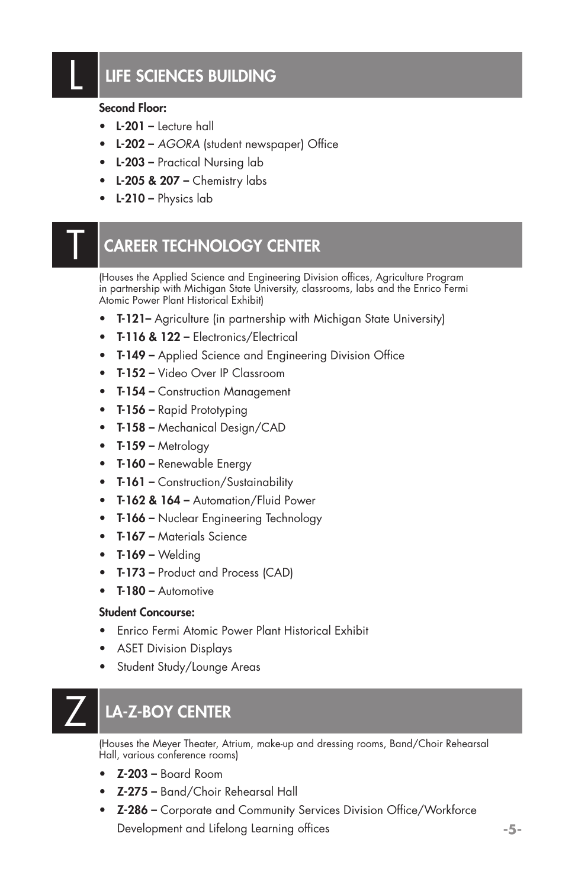## L LIFE SCIENCES BUILDING

**Second Floor:**

- **L-201 –** Lecture hall
- **L-202 –** *AGORA* (student newspaper) Office
- **L-203 –** Practical Nursing lab
- **L-205 & 207 –** Chemistry labs
- **L-210 –** Physics lab

## T CAREER TECHNOLOGY CENTER

(Houses the Applied Science and Engineering Division offices, Agriculture Program in partnership with Michigan State University, classrooms, labs and the Enrico Fermi Atomic Power Plant Historical Exhibit)

- **T-121–** Agriculture (in partnership with Michigan State University)
- **T-116 & 122 –** Electronics/Electrical
- **T-149 –** Applied Science and Engineering Division Office
- **T-152 –** Video Over IP Classroom
- **T-154 –** Construction Management
- **T-156 –** Rapid Prototyping
- **T-158 –** Mechanical Design/CAD
- **T-159 –** Metrology
- **T-160 –** Renewable Energy
- **T-161 –** Construction/Sustainability
- **T-162 & 164 –** Automation/Fluid Power
- **T-166 –** Nuclear Engineering Technology
- **T-167 –** Materials Science
- **T-169 –** Welding
- **T-173 –** Product and Process (CAD)
- **T-180 –** Automotive

**Student Concourse:**

- Enrico Fermi Atomic Power Plant Historical Exhibit
- ASET Division Displays
- Student Study/Lounge Areas

## Z LA-Z-BOY CENTER

(Houses the Meyer Theater, Atrium, make-up and dressing rooms, Band/Choir Rehearsal Hall, various conference rooms)

- **Z-203 –** Board Room
- **Z-275 –** Band/Choir Rehearsal Hall
- **Z-286 –** Corporate and Community Services Division Office/Workforce Development and Lifelong Learning offices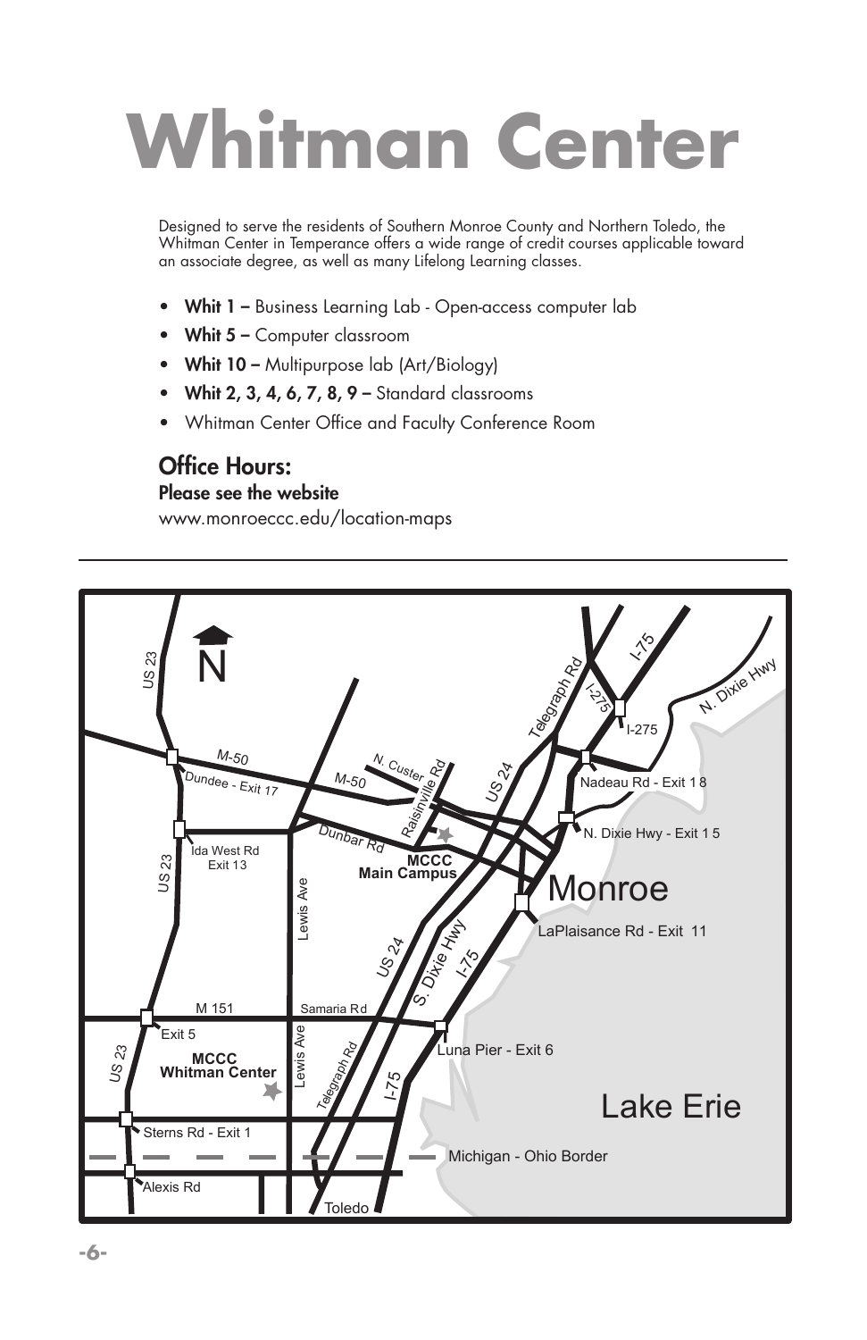# Whitman Center

Designed to serve the residents of Southern Monroe County and Northern Toledo, the Whitman Center in Temperance offers a wide range of credit courses applicable toward an associate degree, as well as many Lifelong Learning classes.

- **Whit 1 –** Business Learning Lab - Open-access computer lab
- **Whit 5 –** Computer classroom
- **Whit 10 –** Multipurpose lab (Art/Biology)
- **Whit 2, 3, 4, 6, 7, 8, 9 –** Standard classrooms
- Whitman Center Office and Faculty Conference Room

## Office Hours:

**Please see the website**

www.monroeccc.edu/location-maps

N
US 23
M-50
Dundee - Exit 17
Ida West Rd
Exit 13
M 151
Exit 5
MCCC
Whitman Center
Sterns Rd - Exit 1
Alexis Rd
Lewis Ave
Samaria Rd
Telegraph Rd
Dunbar Rd
N. Custer
Raisinville Rd
MCCC
Main Campus
US 24
S. Dixie Hwy
I-75
I-275
N. Dixie Hwy
Nadeau Rd - Exit 18
N. Dixie Hwy - Exit 15
Monroe
LaPlaisance Rd - Exit 11
Luna Pier - Exit 6
Lake Erie
Michigan - Ohio Border
Toledo